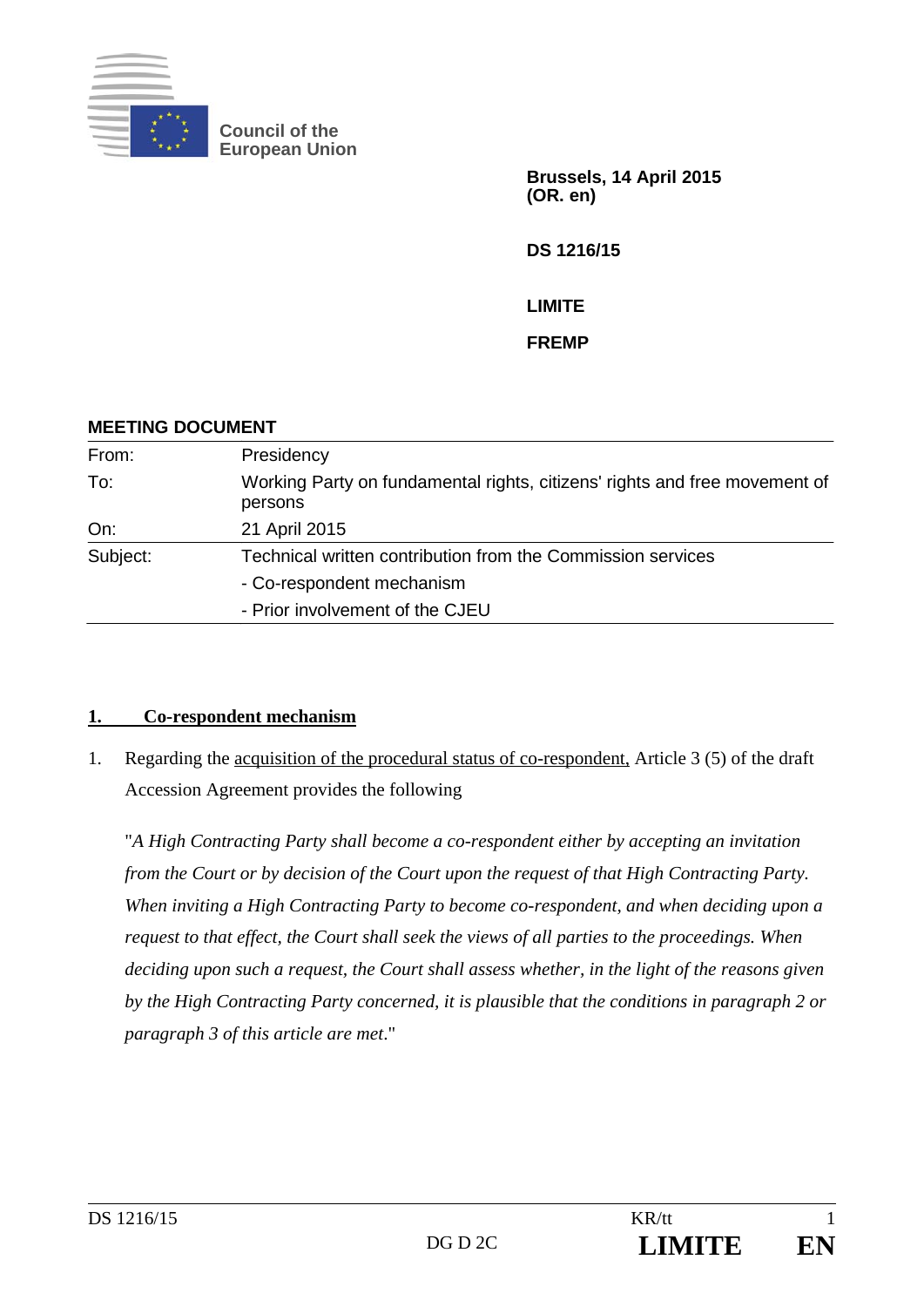Council of the European Union

**Brussels, 14 April 2015**
**(OR. en)**

**DS 1216/15**

**LIMITE**

**FREMP**

**MEETING DOCUMENT**

| | |
|---|---|
| From: | Presidency |
| To: | Working Party on fundamental rights, citizens' rights and free movement of persons |
| On: | 21 April 2015 |
| Subject: | Technical written contribution from the Commission services<br>- Co-respondent mechanism<br>- Prior involvement of the CJEU |

## 1. Co-respondent mechanism

1. Regarding the acquisition of the procedural status of co-respondent, Article 3 (5) of the draft Accession Agreement provides the following

"*A High Contracting Party shall become a co-respondent either by accepting an invitation from the Court or by decision of the Court upon the request of that High Contracting Party. When inviting a High Contracting Party to become co-respondent, and when deciding upon a request to that effect, the Court shall seek the views of all parties to the proceedings. When deciding upon such a request, the Court shall assess whether, in the light of the reasons given by the High Contracting Party concerned, it is plausible that the conditions in paragraph 2 or paragraph 3 of this article are met.*"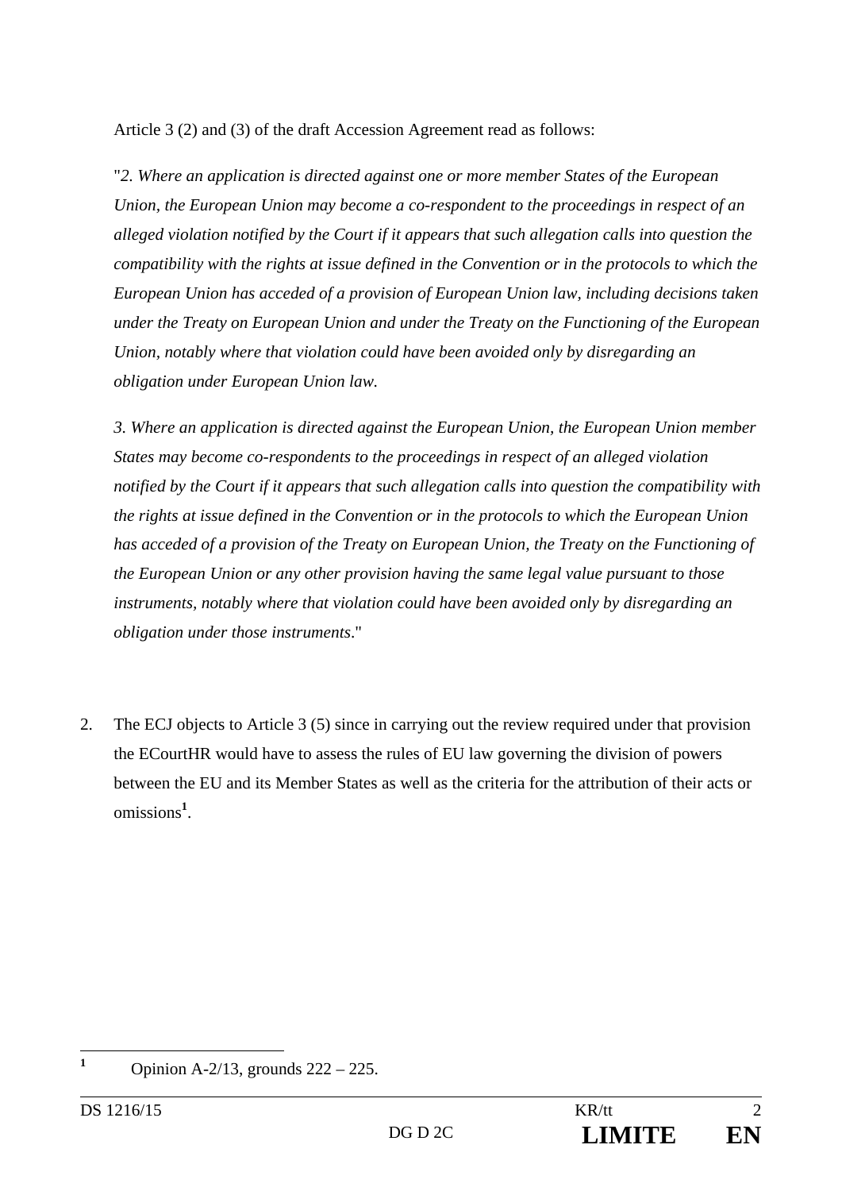Article 3 (2) and (3) of the draft Accession Agreement read as follows:

"*2. Where an application is directed against one or more member States of the European Union, the European Union may become a co-respondent to the proceedings in respect of an alleged violation notified by the Court if it appears that such allegation calls into question the compatibility with the rights at issue defined in the Convention or in the protocols to which the European Union has acceded of a provision of European Union law, including decisions taken under the Treaty on European Union and under the Treaty on the Functioning of the European Union, notably where that violation could have been avoided only by disregarding an obligation under European Union law.*

*3. Where an application is directed against the European Union, the European Union member States may become co-respondents to the proceedings in respect of an alleged violation notified by the Court if it appears that such allegation calls into question the compatibility with the rights at issue defined in the Convention or in the protocols to which the European Union has acceded of a provision of the Treaty on European Union, the Treaty on the Functioning of the European Union or any other provision having the same legal value pursuant to those instruments, notably where that violation could have been avoided only by disregarding an obligation under those instruments*."

2. The ECJ objects to Article 3 (5) since in carrying out the review required under that provision the ECourtHR would have to assess the rules of EU law governing the division of powers between the EU and its Member States as well as the criteria for the attribution of their acts or omissions[1].

[1] Opinion A-2/13, grounds 222 – 225.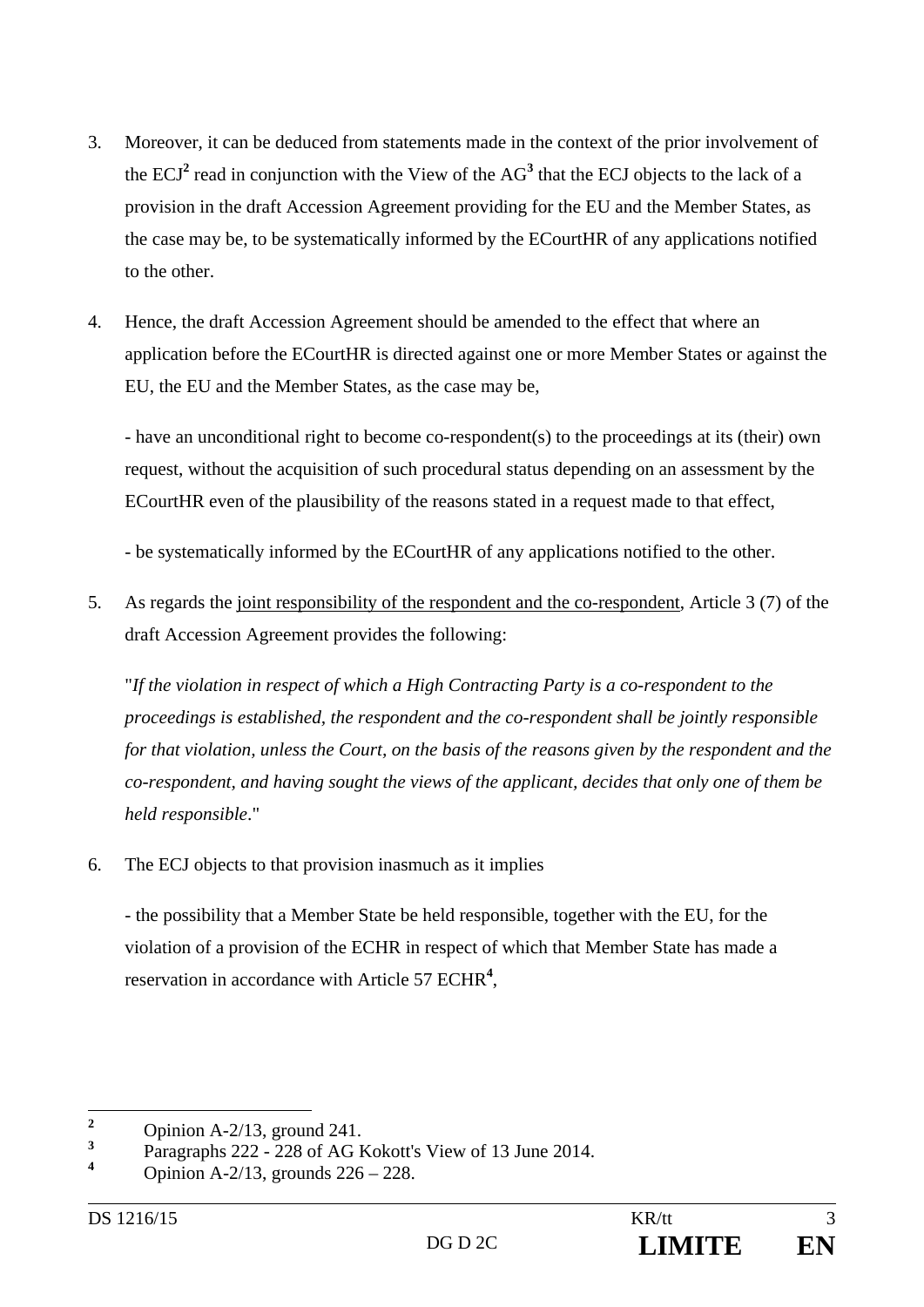3. Moreover, it can be deduced from statements made in the context of the prior involvement of the ECJ[2] read in conjunction with the View of the AG[3] that the ECJ objects to the lack of a provision in the draft Accession Agreement providing for the EU and the Member States, as the case may be, to be systematically informed by the ECourtHR of any applications notified to the other.

4. Hence, the draft Accession Agreement should be amended to the effect that where an application before the ECourtHR is directed against one or more Member States or against the EU, the EU and the Member States, as the case may be,

   - have an unconditional right to become co-respondent(s) to the proceedings at its (their) own request, without the acquisition of such procedural status depending on an assessment by the ECourtHR even of the plausibility of the reasons stated in a request made to that effect,

   - be systematically informed by the ECourtHR of any applications notified to the other.

5. As regards the <u>joint responsibility of the respondent and the co-respondent</u>, Article 3 (7) of the draft Accession Agreement provides the following:

   "*If the violation in respect of which a High Contracting Party is a co-respondent to the proceedings is established, the respondent and the co-respondent shall be jointly responsible for that violation, unless the Court, on the basis of the reasons given by the respondent and the co-respondent, and having sought the views of the applicant, decides that only one of them be held responsible*."

6. The ECJ objects to that provision inasmuch as it implies

   - the possibility that a Member State be held responsible, together with the EU, for the violation of a provision of the ECHR in respect of which that Member State has made a reservation in accordance with Article 57 ECHR[4],

---

[2] Opinion A-2/13, ground 241.

[3] Paragraphs 222 - 228 of AG Kokott's View of 13 June 2014.

[4] Opinion A-2/13, grounds 226 – 228.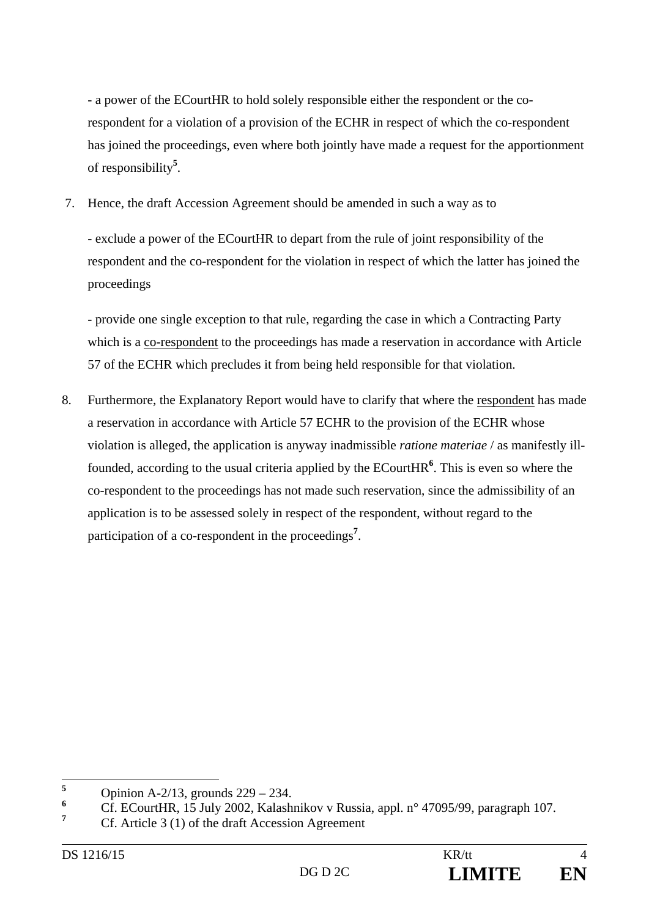- a power of the ECourtHR to hold solely responsible either the respondent or the co-respondent for a violation of a provision of the ECHR in respect of which the co-respondent has joined the proceedings, even where both jointly have made a request for the apportionment of responsibility[5].

7. Hence, the draft Accession Agreement should be amended in such a way as to

   - exclude a power of the ECourtHR to depart from the rule of joint responsibility of the respondent and the co-respondent for the violation in respect of which the latter has joined the proceedings

   - provide one single exception to that rule, regarding the case in which a Contracting Party which is a <u>co-respondent</u> to the proceedings has made a reservation in accordance with Article 57 of the ECHR which precludes it from being held responsible for that violation.

8. Furthermore, the Explanatory Report would have to clarify that where the <u>respondent</u> has made a reservation in accordance with Article 57 ECHR to the provision of the ECHR whose violation is alleged, the application is anyway inadmissible *ratione materiae* / as manifestly ill-founded, according to the usual criteria applied by the ECourtHR[6]. This is even so where the co-respondent to the proceedings has not made such reservation, since the admissibility of an application is to be assessed solely in respect of the respondent, without regard to the participation of a co-respondent in the proceedings[7].

---

[5] Opinion A-2/13, grounds 229 – 234.

[6] Cf. ECourtHR, 15 July 2002, Kalashnikov v Russia, appl. n° 47095/99, paragraph 107.

[7] Cf. Article 3 (1) of the draft Accession Agreement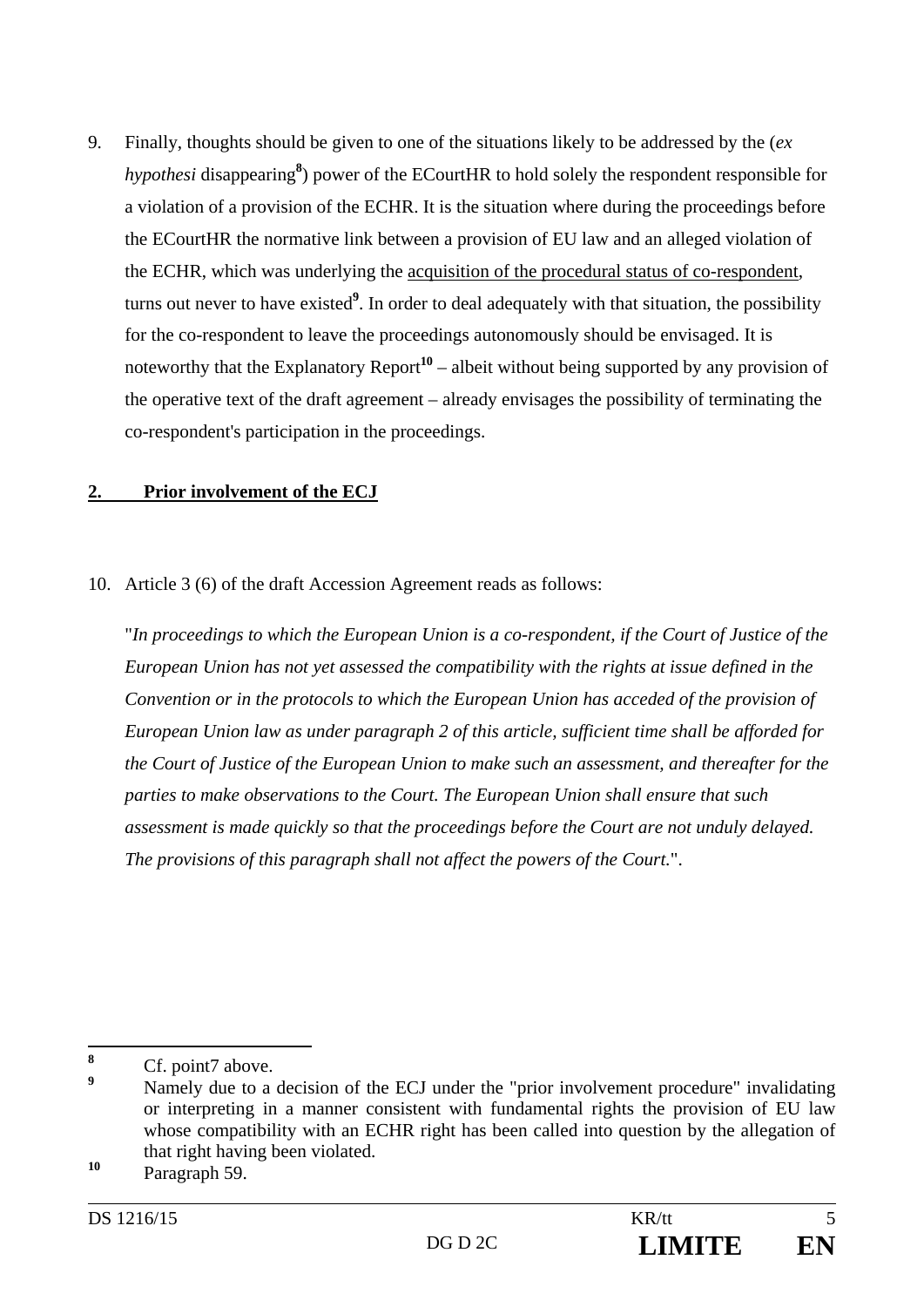9. Finally, thoughts should be given to one of the situations likely to be addressed by the (*ex hypothesi* disappearing[8]) power of the ECourtHR to hold solely the respondent responsible for a violation of a provision of the ECHR. It is the situation where during the proceedings before the ECourtHR the normative link between a provision of EU law and an alleged violation of the ECHR, which was underlying the acquisition of the procedural status of co-respondent, turns out never to have existed[9]. In order to deal adequately with that situation, the possibility for the co-respondent to leave the proceedings autonomously should be envisaged. It is noteworthy that the Explanatory Report[10] – albeit without being supported by any provision of the operative text of the draft agreement – already envisages the possibility of terminating the co-respondent's participation in the proceedings.

## 2. Prior involvement of the ECJ

10. Article 3 (6) of the draft Accession Agreement reads as follows:

"*In proceedings to which the European Union is a co-respondent, if the Court of Justice of the European Union has not yet assessed the compatibility with the rights at issue defined in the Convention or in the protocols to which the European Union has acceded of the provision of European Union law as under paragraph 2 of this article, sufficient time shall be afforded for the Court of Justice of the European Union to make such an assessment, and thereafter for the parties to make observations to the Court. The European Union shall ensure that such assessment is made quickly so that the proceedings before the Court are not unduly delayed. The provisions of this paragraph shall not affect the powers of the Court.*".

---

[8] Cf. point7 above.

[9] Namely due to a decision of the ECJ under the "prior involvement procedure" invalidating or interpreting in a manner consistent with fundamental rights the provision of EU law whose compatibility with an ECHR right has been called into question by the allegation of that right having been violated.

[10] Paragraph 59.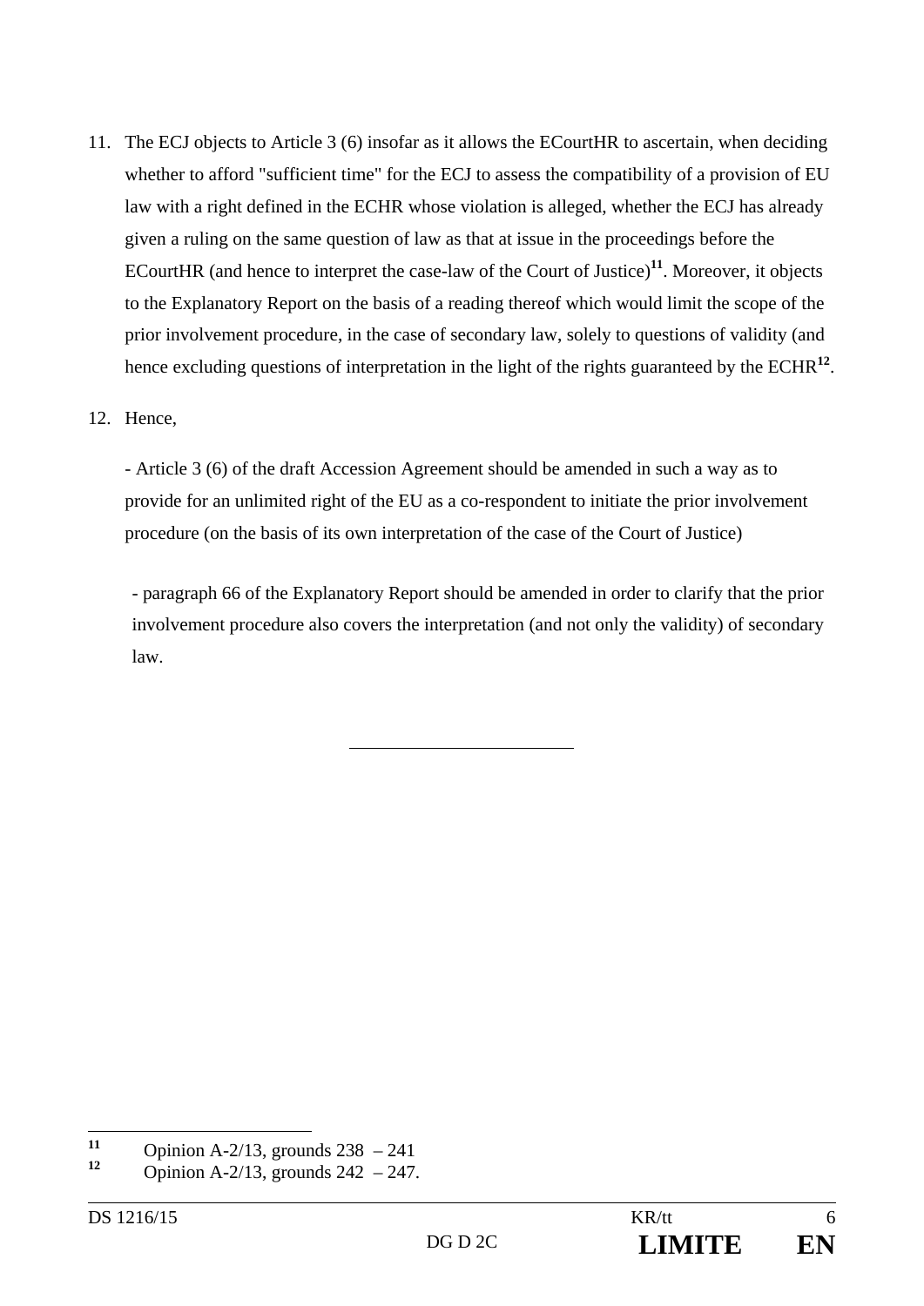11. The ECJ objects to Article 3 (6) insofar as it allows the ECourtHR to ascertain, when deciding whether to afford "sufficient time" for the ECJ to assess the compatibility of a provision of EU law with a right defined in the ECHR whose violation is alleged, whether the ECJ has already given a ruling on the same question of law as that at issue in the proceedings before the ECourtHR (and hence to interpret the case-law of the Court of Justice)[11]. Moreover, it objects to the Explanatory Report on the basis of a reading thereof which would limit the scope of the prior involvement procedure, in the case of secondary law, solely to questions of validity (and hence excluding questions of interpretation in the light of the rights guaranteed by the ECHR[12].

12. Hence,

   - Article 3 (6) of the draft Accession Agreement should be amended in such a way as to provide for an unlimited right of the EU as a co-respondent to initiate the prior involvement procedure (on the basis of its own interpretation of the case of the Court of Justice)

   - paragraph 66 of the Explanatory Report should be amended in order to clarify that the prior involvement procedure also covers the interpretation (and not only the validity) of secondary law.

---

[11] Opinion A-2/13, grounds 238 – 241

[12] Opinion A-2/13, grounds 242 – 247.